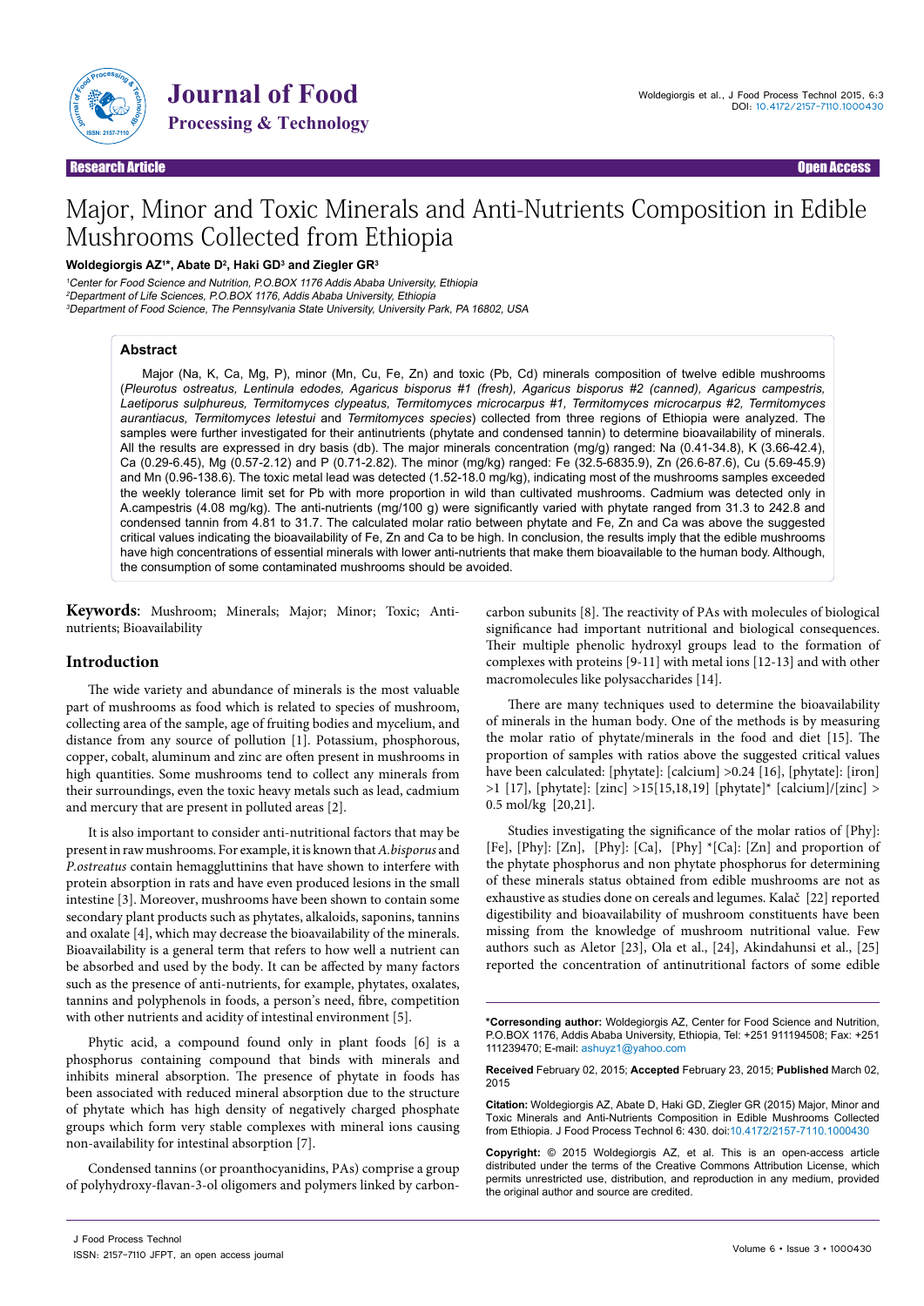Research Article | Open Access

# Major, Minor and Toxic Minerals and Anti-Nutrients Composition in Edible Mushrooms Collected from Ethiopia

**Woldegiorgis AZ[1]*, Abate D[2], Haki GD[3] and Ziegler GR[3]**

[1]Center for Food Science and Nutrition, P.O.BOX 1176 Addis Ababa University, Ethiopia
[2]Department of Life Sciences, P.O.BOX 1176, Addis Ababa University, Ethiopia
[3]Department of Food Science, The Pennsylvania State University, University Park, PA 16802, USA

## Abstract

Major (Na, K, Ca, Mg, P), minor (Mn, Cu, Fe, Zn) and toxic (Pb, Cd) minerals composition of twelve edible mushrooms (*Pleurotus ostreatus, Lentinula edodes, Agaricus bisporus #1 (fresh), Agaricus bisporus #2 (canned), Agaricus campestris, Laetiporus sulphureus, Termitomyces clypeatus, Termitomyces microcarpus #1, Termitomyces microcarpus #2, Termitomyces aurantiacus, Termitomyces letestui* and *Termitomyces species*) collected from three regions of Ethiopia were analyzed. The samples were further investigated for their antinutrients (phytate and condensed tannin) to determine bioavailability of minerals. All the results are expressed in dry basis (db). The major minerals concentration (mg/g) ranged: Na (0.41-34.8), K (3.66-42.4), Ca (0.29-6.45), Mg (0.57-2.12) and P (0.71-2.82). The minor (mg/kg) ranged: Fe (32.5-6835.9), Zn (26.6-87.6), Cu (5.69-45.9) and Mn (0.96-138.6). The toxic metal lead was detected (1.52-18.0 mg/kg), indicating most of the mushrooms samples exceeded the weekly tolerance limit set for Pb with more proportion in wild than cultivated mushrooms. Cadmium was detected only in A.campestris (4.08 mg/kg). The anti-nutrients (mg/100 g) were significantly varied with phytate ranged from 31.3 to 242.8 and condensed tannin from 4.81 to 31.7. The calculated molar ratio between phytate and Fe, Zn and Ca was above the suggested critical values indicating the bioavailability of Fe, Zn and Ca to be high. In conclusion, the results imply that the edible mushrooms have high concentrations of essential minerals with lower anti-nutrients that make them bioavailable to the human body. Although, the consumption of some contaminated mushrooms should be avoided.

**Keywords**: Mushroom; Minerals; Major; Minor; Toxic; Anti-nutrients; Bioavailability

## Introduction

The wide variety and abundance of minerals is the most valuable part of mushrooms as food which is related to species of mushroom, collecting area of the sample, age of fruiting bodies and mycelium, and distance from any source of pollution [1]. Potassium, phosphorous, copper, cobalt, aluminum and zinc are often present in mushrooms in high quantities. Some mushrooms tend to collect any minerals from their surroundings, even the toxic heavy metals such as lead, cadmium and mercury that are present in polluted areas [2].

It is also important to consider anti-nutritional factors that may be present in raw mushrooms. For example, it is known that *A.bisporus* and *P.ostreatus* contain hemagglutinins that have shown to interfere with protein absorption in rats and have even produced lesions in the small intestine [3]. Moreover, mushrooms have been shown to contain some secondary plant products such as phytates, alkaloids, saponins, tannins and oxalate [4], which may decrease the bioavailability of the minerals. Bioavailability is a general term that refers to how well a nutrient can be absorbed and used by the body. It can be affected by many factors such as the presence of anti-nutrients, for example, phytates, oxalates, tannins and polyphenols in foods, a person's need, fibre, competition with other nutrients and acidity of intestinal environment [5].

Phytic acid, a compound found only in plant foods [6] is a phosphorus containing compound that binds with minerals and inhibits mineral absorption. The presence of phytate in foods has been associated with reduced mineral absorption due to the structure of phytate which has high density of negatively charged phosphate groups which form very stable complexes with mineral ions causing non-availability for intestinal absorption [7].

Condensed tannins (or proanthocyanidins, PAs) comprise a group of polyhydroxy-flavan-3-ol oligomers and polymers linked by carbon-carbon subunits [8]. The reactivity of PAs with molecules of biological significance had important nutritional and biological consequences. Their multiple phenolic hydroxyl groups lead to the formation of complexes with proteins [9-11] with metal ions [12-13] and with other macromolecules like polysaccharides [14].

There are many techniques used to determine the bioavailability of minerals in the human body. One of the methods is by measuring the molar ratio of phytate/minerals in the food and diet [15]. The proportion of samples with ratios above the suggested critical values have been calculated: [phytate]: [calcium] >0.24 [16], [phytate]: [iron] >1 [17], [phytate]: [zinc] >15[15,18,19] [phytate]* [calcium]/[zinc] > 0.5 mol/kg [20,21].

Studies investigating the significance of the molar ratios of [Phy]: [Fe], [Phy]: [Zn], [Phy]: [Ca], [Phy] *[Ca]: [Zn] and proportion of the phytate phosphorus and non phytate phosphorus for determining of these minerals status obtained from edible mushrooms are not as exhaustive as studies done on cereals and legumes. Kalač [22] reported digestibility and bioavailability of mushroom constituents have been missing from the knowledge of mushroom nutritional value. Few authors such as Aletor [23], Ola et al., [24], Akindahunsi et al., [25] reported the concentration of antinutritional factors of some edible

---

***Corresponding author:** Woldegiorgis AZ, Center for Food Science and Nutrition, P.O.BOX 1176, Addis Ababa University, Ethiopia, Tel: +251 911194508; Fax: +251 111239470; E-mail: ashuyz1@yahoo.com

**Received** February 02, 2015; **Accepted** February 23, 2015; **Published** March 02, 2015

**Citation:** Woldegiorgis AZ, Abate D, Haki GD, Ziegler GR (2015) Major, Minor and Toxic Minerals and Anti-Nutrients Composition in Edible Mushrooms Collected from Ethiopia. J Food Process Technol 6: 430. doi:10.4172/2157-7110.1000430

**Copyright:** © 2015 Woldegiorgis AZ, et al. This is an open-access article distributed under the terms of the Creative Commons Attribution License, which permits unrestricted use, distribution, and reproduction in any medium, provided the original author and source are credited.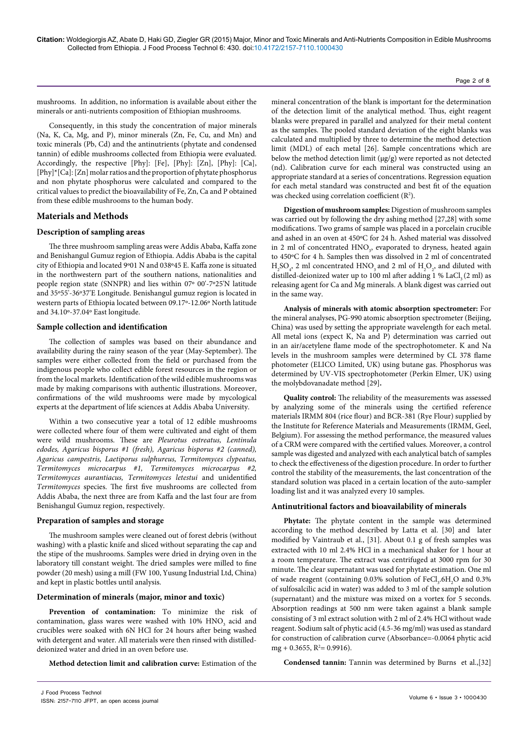mushrooms. In addition, no information is available about either the minerals or anti-nutrients composition of Ethiopian mushrooms.

Consequently, in this study the concentration of major minerals (Na, K, Ca, Mg, and P), minor minerals (Zn, Fe, Cu, and Mn) and toxic minerals (Pb, Cd) and the antinutrients (phytate and condensed tannin) of edible mushrooms collected from Ethiopia were evaluated. Accordingly, the respective [Phy]: [Fe], [Phy]: [Zn], [Phy]: [Ca], [Phy]*[Ca]: [Zn] molar ratios and the proportion of phytate phosphorus and non phytate phosphorus were calculated and compared to the critical values to predict the bioavailability of Fe, Zn, Ca and P obtained from these edible mushrooms to the human body.

## Materials and Methods

### Description of sampling areas

The three mushroom sampling areas were Addis Ababa, Kaffa zone and Benishangul Gumuz region of Ethiopia. Addis Ababa is the capital city of Ethiopia and located 9º01 N and 038º45 E. Kaffa zone is situated in the northwestern part of the southern nations, nationalities and people region state (SNNPR) and lies within 07º 00'-7º25'N latitude and 35º55'-36º37'E Longitude. Benishangul gumuz region is located in western parts of Ethiopia located between 09.17º-12.06º North latitude and 34.10º-37.04º East longitude.

### Sample collection and identification

The collection of samples was based on their abundance and availability during the rainy season of the year (May-September). The samples were either collected from the field or purchased from the indigenous people who collect edible forest resources in the region or from the local markets. Identification of the wild edible mushrooms was made by making comparisons with authentic illustrations. Moreover, confirmations of the wild mushrooms were made by mycological experts at the department of life sciences at Addis Ababa University.

Within a two consecutive year a total of 12 edible mushrooms were collected where four of them were cultivated and eight of them were wild mushrooms. These are *Pleurotus ostreatus, Lentinula edodes, Agaricus bisporus #1 (fresh), Agaricus bisporus #2 (canned), Agaricus campestris, Laetiporus sulphureus, Termitomyces clypeatus, Termitomyces microcarpus #1, Termitomyces microcarpus #2, Termitomyces aurantiacus, Termitomyces letestui* and unidentified *Termitomyces* species. The first five mushrooms are collected from Addis Ababa, the next three are from Kaffa and the last four are from Benishangul Gumuz region, respectively.

### Preparation of samples and storage

The mushroom samples were cleaned out of forest debris (without washing) with a plastic knife and sliced without separating the cap and the stipe of the mushrooms. Samples were dried in drying oven in the laboratory till constant weight. The dried samples were milled to fine powder (20 mesh) using a mill (FW 100, Yusung Industrial Ltd, China) and kept in plastic bottles until analysis.

### Determination of minerals (major, minor and toxic)

**Prevention of contamination:** To minimize the risk of contamination, glass wares were washed with 10% $HNO_3$ acid and crucibles were soaked with 6N HCl for 24 hours after being washed with detergent and water. All materials were then rinsed with distilled-deionized water and dried in an oven before use.

**Method detection limit and calibration curve:** Estimation of the mineral concentration of the blank is important for the determination of the detection limit of the analytical method. Thus, eight reagent blanks were prepared in parallel and analyzed for their metal content as the samples. The pooled standard deviation of the eight blanks was calculated and multiplied by three to determine the method detection limit (MDL) of each metal [26]. Sample concentrations which are below the method detection limit (μg/g) were reported as not detected (nd). Calibration curve for each mineral was constructed using an appropriate standard at a series of concentrations. Regression equation for each metal standard was constructed and best fit of the equation was checked using correlation coefficient ($R^2$).

**Digestion of mushroom samples:** Digestion of mushroom samples was carried out by following the dry ashing method [27,28] with some modifications. Two grams of sample was placed in a porcelain crucible and ashed in an oven at 450ºC for 24 h. Ashed material was dissolved in 2 ml of concentrated $HNO_3$, evaporated to dryness, heated again to 450ºC for 4 h. Samples then was dissolved in 2 ml of concentrated $H_2SO_4$, 2 ml concentrated $HNO_3$ and 2 ml of $H_2O_2$, and diluted with distilled-deionized water up to 100 ml after adding 1 % $LaCl_3$ (2 ml) as releasing agent for Ca and Mg minerals. A blank digest was carried out in the same way.

**Analysis of minerals with atomic absorption spectrometer:** For the mineral analyses, PG-990 atomic absorption spectrometer (Beijing, China) was used by setting the appropriate wavelength for each metal. All metal ions (expect K, Na and P) determination was carried out in an air/acetylene flame mode of the spectrophotometer. K and Na levels in the mushroom samples were determined by CL 378 flame photometer (ELICO Limited, UK) using butane gas. Phosphorus was determined by UV-VIS spectrophotometer (Perkin Elmer, UK) using the molybdovanadate method [29].

**Quality control:** The reliability of the measurements was assessed by analyzing some of the minerals using the certified reference materials IRMM 804 (rice flour) and BCR-381 (Rye Flour) supplied by the Institute for Reference Materials and Measurements (IRMM, Geel, Belgium). For assessing the method performance, the measured values of a CRM were compared with the certified values. Moreover, a control sample was digested and analyzed with each analytical batch of samples to check the effectiveness of the digestion procedure. In order to further control the stability of the measurements, the last concentration of the standard solution was placed in a certain location of the auto-sampler loading list and it was analyzed every 10 samples.

### Antinutritional factors and bioavailability of minerals

**Phytate:** The phytate content in the sample was determined according to the method described by Latta et al. [30] and later modified by Vaintraub et al., [31]. About 0.1 g of fresh samples was extracted with 10 ml 2.4% HCl in a mechanical shaker for 1 hour at a room temperature. The extract was centrifuged at 3000 rpm for 30 minute. The clear supernatant was used for phytate estimation. One ml of wade reagent (containing 0.03% solution of $FeCl_3.6H_2O$ and 0.3% of sulfosalcilic acid in water) was added to 3 ml of the sample solution (supernatant) and the mixture was mixed on a vortex for 5 seconds. Absorption readings at 500 nm were taken against a blank sample consisting of 3 ml extract solution with 2 ml of 2.4% HCl without wade reagent. Sodium salt of phytic acid (4.5-36 mg/ml) was used as standard for construction of calibration curve (Absorbance=-0.0064 phytic acid mg + 0.3655, $R^2$= 0.9916).

**Condensed tannin:** Tannin was determined by Burns et al.,[32]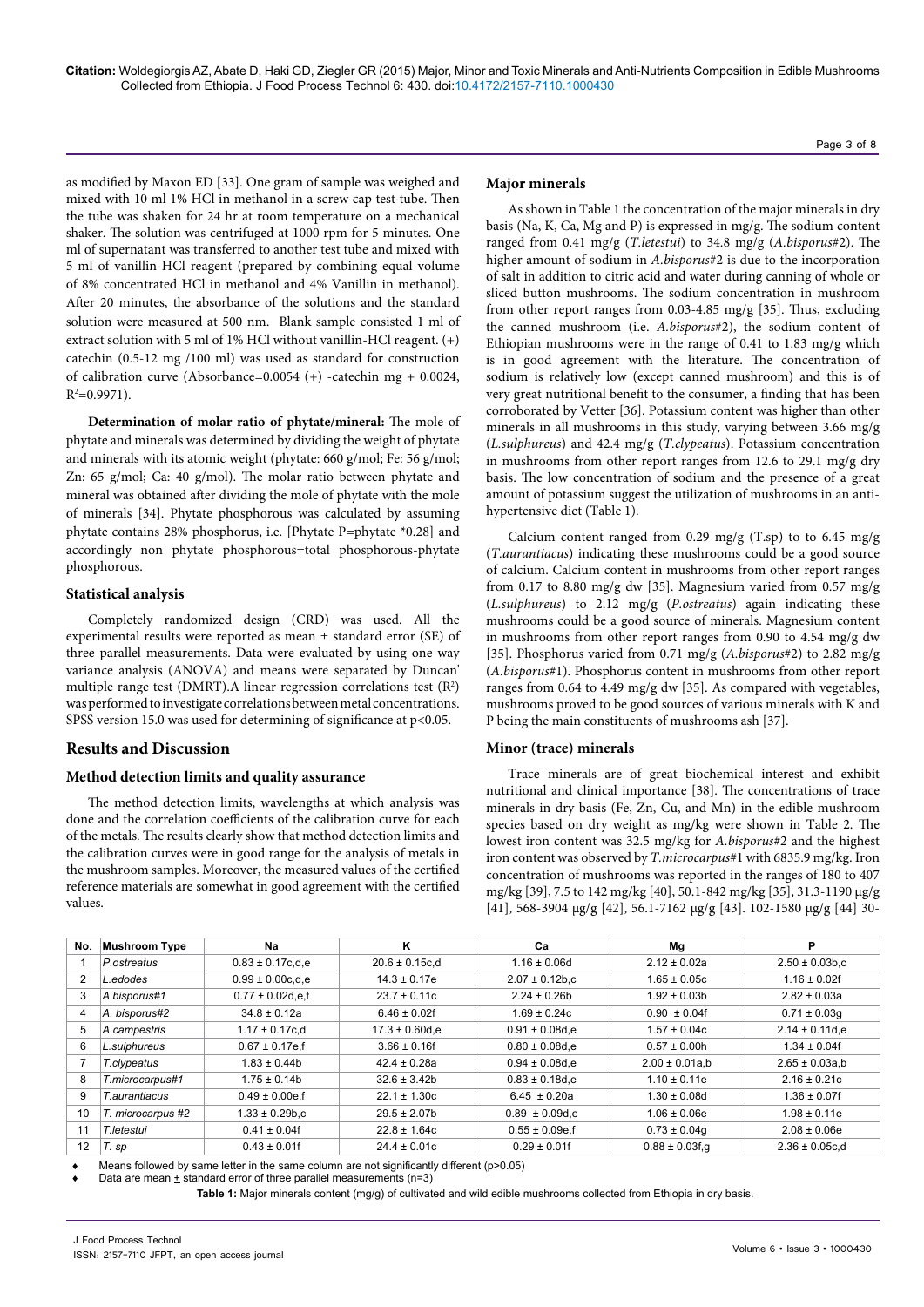as modified by Maxon ED [33]. One gram of sample was weighed and mixed with 10 ml 1% HCl in methanol in a screw cap test tube. Then the tube was shaken for 24 hr at room temperature on a mechanical shaker. The solution was centrifuged at 1000 rpm for 5 minutes. One ml of supernatant was transferred to another test tube and mixed with 5 ml of vanillin-HCl reagent (prepared by combining equal volume of 8% concentrated HCl in methanol and 4% Vanillin in methanol). After 20 minutes, the absorbance of the solutions and the standard solution were measured at 500 nm. Blank sample consisted 1 ml of extract solution with 5 ml of 1% HCl without vanillin-HCl reagent. (+) catechin (0.5-12 mg /100 ml) was used as standard for construction of calibration curve (Absorbance=0.0054 (+) -catechin mg + 0.0024, $R^2$=0.9971).

**Determination of molar ratio of phytate/mineral:** The mole of phytate and minerals was determined by dividing the weight of phytate and minerals with its atomic weight (phytate: 660 g/mol; Fe: 56 g/mol; Zn: 65 g/mol; Ca: 40 g/mol). The molar ratio between phytate and mineral was obtained after dividing the mole of phytate with the mole of minerals [34]. Phytate phosphorous was calculated by assuming phytate contains 28% phosphorus, i.e. [Phytate P=phytate *0.28] and accordingly non phytate phosphorous=total phosphorous-phytate phosphorous.

### Statistical analysis

Completely randomized design (CRD) was used. All the experimental results were reported as mean ± standard error (SE) of three parallel measurements. Data were evaluated by using one way variance analysis (ANOVA) and means were separated by Duncan' multiple range test (DMRT).A linear regression correlations test ($R^2$) was performed to investigate correlations between metal concentrations. SPSS version 15.0 was used for determining of significance at $p<0.05$.

## Results and Discussion

### Method detection limits and quality assurance

The method detection limits, wavelengths at which analysis was done and the correlation coefficients of the calibration curve for each of the metals. The results clearly show that method detection limits and the calibration curves were in good range for the analysis of metals in the mushroom samples. Moreover, the measured values of the certified reference materials are somewhat in good agreement with the certified values.

### Major minerals

As shown in Table 1 the concentration of the major minerals in dry basis (Na, K, Ca, Mg and P) is expressed in mg/g. The sodium content ranged from 0.41 mg/g (*T.letestui*) to 34.8 mg/g (*A.bisporus*#2). The higher amount of sodium in *A.bisporus*#2 is due to the incorporation of salt in addition to citric acid and water during canning of whole or sliced button mushrooms. The sodium concentration in mushroom from other report ranges from 0.03-4.85 mg/g [35]. Thus, excluding the canned mushroom (i.e. *A.bisporus*#2), the sodium content of Ethiopian mushrooms were in the range of 0.41 to 1.83 mg/g which is in good agreement with the literature. The concentration of sodium is relatively low (except canned mushroom) and this is of very great nutritional benefit to the consumer, a finding that has been corroborated by Vetter [36]. Potassium content was higher than other minerals in all mushrooms in this study, varying between 3.66 mg/g (*L.sulphureus*) and 42.4 mg/g (*T.clypeatus*). Potassium concentration in mushrooms from other report ranges from 12.6 to 29.1 mg/g dry basis. The low concentration of sodium and the presence of a great amount of potassium suggest the utilization of mushrooms in an anti-hypertensive diet (Table 1).

Calcium content ranged from 0.29 mg/g (T.sp) to to 6.45 mg/g (*T.aurantiacus*) indicating these mushrooms could be a good source of calcium. Calcium content in mushrooms from other report ranges from 0.17 to 8.80 mg/g dw [35]. Magnesium varied from 0.57 mg/g (*L.sulphureus*) to 2.12 mg/g (*P.ostreatus*) again indicating these mushrooms could be a good source of minerals. Magnesium content in mushrooms from other report ranges from 0.90 to 4.54 mg/g dw [35]. Phosphorus varied from 0.71 mg/g (*A.bisporus*#2) to 2.82 mg/g (*A.bisporus*#1). Phosphorus content in mushrooms from other report ranges from 0.64 to 4.49 mg/g dw [35]. As compared with vegetables, mushrooms proved to be good sources of various minerals with K and P being the main constituents of mushrooms ash [37].

### Minor (trace) minerals

Trace minerals are of great biochemical interest and exhibit nutritional and clinical importance [38]. The concentrations of trace minerals in dry basis (Fe, Zn, Cu, and Mn) in the edible mushroom species based on dry weight as mg/kg were shown in Table 2. The lowest iron content was 32.5 mg/kg for *A.bisporus*#2 and the highest iron content was observed by *T.microcarpus*#1 with 6835.9 mg/kg. Iron concentration of mushrooms was reported in the ranges of 180 to 407 mg/kg [39], 7.5 to 142 mg/kg [40], 50.1-842 mg/kg [35], 31.3-1190 µg/g [41], 568-3904 µg/g [42], 56.1-7162 µg/g [43]. 102-1580 µg/g [44] 30-

| No. | Mushroom Type | Na | K | Ca | Mg | P |
|---|---|---|---|---|---|---|
| 1 | *P.ostreatus* | 0.83 ± 0.17c,d,e | 20.6 ± 0.15c,d | 1.16 ± 0.06d | 2.12 ± 0.02a | 2.50 ± 0.03b,c |
| 2 | *L.edodes* | 0.99 ± 0.00c,d,e | 14.3 ± 0.17e | 2.07 ± 0.12b,c | 1.65 ± 0.05c | 1.16 ± 0.02f |
| 3 | *A.bisporus#1* | 0.77 ± 0.02d,e,f | 23.7 ± 0.11c | 2.24 ± 0.26b | 1.92 ± 0.03b | 2.82 ± 0.03a |
| 4 | *A. bisporus#2* | 34.8 ± 0.12a | 6.46 ± 0.02f | 1.69 ± 0.24c | 0.90 ± 0.04f | 0.71 ± 0.03g |
| 5 | *A.campestris* | 1.17 ± 0.17c,d | 17.3 ± 0.60d,e | 0.91 ± 0.08d,e | 1.57 ± 0.04c | 2.14 ± 0.11d,e |
| 6 | *L.sulphureus* | 0.67 ± 0.17e,f | 3.66 ± 0.16f | 0.80 ± 0.08d,e | 0.57 ± 0.00h | 1.34 ± 0.04f |
| 7 | *T.clypeatus* | 1.83 ± 0.44b | 42.4 ± 0.28a | 0.94 ± 0.08d,e | 2.00 ± 0.01a,b | 2.65 ± 0.03a,b |
| 8 | *T.microcarpus#1* | 1.75 ± 0.14b | 32.6 ± 3.42b | 0.83 ± 0.18d,e | 1.10 ± 0.11e | 2.16 ± 0.21c |
| 9 | *T.aurantiacus* | 0.49 ± 0.00e,f | 22.1 ± 1.30c | 6.45 ± 0.20a | 1.30 ± 0.08d | 1.36 ± 0.07f |
| 10 | *T. microcarpus #2* | 1.33 ± 0.29b,c | 29.5 ± 2.07b | 0.89 ± 0.09d,e | 1.06 ± 0.06e | 1.98 ± 0.11e |
| 11 | *T.letestui* | 0.41 ± 0.04f | 22.8 ± 1.64c | 0.55 ± 0.09e,f | 0.73 ± 0.04g | 2.08 ± 0.06e |
| 12 | *T. sp* | 0.43 ± 0.01f | 24.4 ± 0.01c | 0.29 ± 0.01f | 0.88 ± 0.03f,g | 2.36 ± 0.05c,d |

- Means followed by same letter in the same column are not significantly different (p>0.05)
- Data are mean ± standard error of three parallel measurements (n=3)

**Table 1:** Major minerals content (mg/g) of cultivated and wild edible mushrooms collected from Ethiopia in dry basis.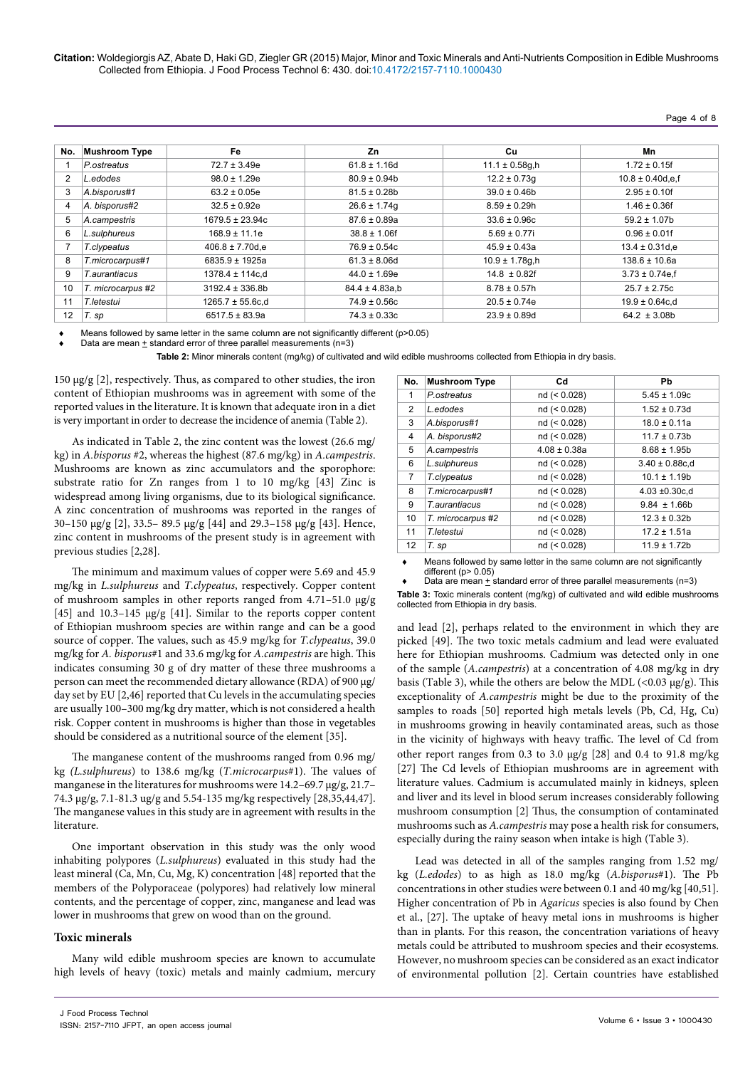| No. | Mushroom Type | Fe | Zn | Cu | Mn |
|---|---|---|---|---|---|
| 1 | *P.ostreatus* | 72.7 ± 3.49e | 61.8 ± 1.16d | 11.1 ± 0.58g,h | 1.72 ± 0.15f |
| 2 | *L.edodes* | 98.0 ± 1.29e | 80.9 ± 0.94b | 12.2 ± 0.73g | 10.8 ± 0.40d,e,f |
| 3 | *A.bisporus#1* | 63.2 ± 0.05e | 81.5 ± 0.28b | 39.0 ± 0.46b | 2.95 ± 0.10f |
| 4 | *A. bisporus#2* | 32.5 ± 0.92e | 26.6 ± 1.74g | 8.59 ± 0.29h | 1.46 ± 0.36f |
| 5 | *A.campestris* | 1679.5 ± 23.94c | 87.6 ± 0.89a | 33.6 ± 0.96c | 59.2 ± 1.07b |
| 6 | *L.sulphureus* | 168.9 ± 11.1e | 38.8 ± 1.06f | 5.69 ± 0.77i | 0.96 ± 0.01f |
| 7 | *T.clypeatus* | 406.8 ± 7.70d,e | 76.9 ± 0.54c | 45.9 ± 0.43a | 13.4 ± 0.31d,e |
| 8 | *T.microcarpus#1* | 6835.9 ± 1925a | 61.3 ± 8.06d | 10.9 ± 1.78g,h | 138.6 ± 10.6a |
| 9 | *T.aurantiacus* | 1378.4 ± 114c,d | 44.0 ± 1.69e | 14.8 ± 0.82f | 3.73 ± 0.74e,f |
| 10 | *T. microcarpus #2* | 3192.4 ± 336.8b | 84.4 ± 4.83a,b | 8.78 ± 0.57h | 25.7 ± 2.75c |
| 11 | *T.letestui* | 1265.7 ± 55.6c,d | 74.9 ± 0.56c | 20.5 ± 0.74e | 19.9 ± 0.64c,d |
| 12 | *T. sp* | 6517.5 ± 83.9a | 74.3 ± 0.33c | 23.9 ± 0.89d | 64.2 ± 3.08b |

- Means followed by same letter in the same column are not significantly different (p>0.05)
- Data are mean ± standard error of three parallel measurements (n=3)

**Table 2:** Minor minerals content (mg/kg) of cultivated and wild edible mushrooms collected from Ethiopia in dry basis.

150 µg/g [2], respectively. Thus, as compared to other studies, the iron content of Ethiopian mushrooms was in agreement with some of the reported values in the literature. It is known that adequate iron in a diet is very important in order to decrease the incidence of anemia (Table 2).

As indicated in Table 2, the zinc content was the lowest (26.6 mg/kg) in *A.bisporus* #2, whereas the highest (87.6 mg/kg) in *A.campestris*. Mushrooms are known as zinc accumulators and the sporophore: substrate ratio for Zn ranges from 1 to 10 mg/kg [43] Zinc is widespread among living organisms, due to its biological significance. A zinc concentration of mushrooms was reported in the ranges of 30–150 µg/g [2], 33.5– 89.5 µg/g [44] and 29.3–158 µg/g [43]. Hence, zinc content in mushrooms of the present study is in agreement with previous studies [2,28].

The minimum and maximum values of copper were 5.69 and 45.9 mg/kg in *L.sulphureus* and *T.clypeatus*, respectively. Copper content of mushroom samples in other reports ranged from 4.71–51.0 µg/g [45] and 10.3–145 µg/g [41]. Similar to the reports copper content of Ethiopian mushroom species are within range and can be a good source of copper. The values, such as 45.9 mg/kg for *T.clypeatus*, 39.0 mg/kg for *A. bisporus*#1 and 33.6 mg/kg for *A.campestris* are high. This indicates consuming 30 g of dry matter of these three mushrooms a person can meet the recommended dietary allowance (RDA) of 900 µg/day set by EU [2,46] reported that Cu levels in the accumulating species are usually 100–300 mg/kg dry matter, which is not considered a health risk. Copper content in mushrooms is higher than those in vegetables should be considered as a nutritional source of the element [35].

The manganese content of the mushrooms ranged from 0.96 mg/kg (*L.sulphureus*) to 138.6 mg/kg (*T.microcarpus*#1). The values of manganese in the literatures for mushrooms were 14.2–69.7 µg/g, 21.7–74.3 µg/g, 7.1-81.3 ug/g and 5.54-135 mg/kg respectively [28,35,44,47]. The manganese values in this study are in agreement with results in the literature.

One important observation in this study was the only wood inhabiting polypores (*L.sulphureus*) evaluated in this study had the least mineral (Ca, Mn, Cu, Mg, K) concentration [48] reported that the members of the Polyporaceae (polypores) had relatively low mineral contents, and the percentage of copper, zinc, manganese and lead was lower in mushrooms that grew on wood than on the ground.

## Toxic minerals

Many wild edible mushroom species are known to accumulate high levels of heavy (toxic) metals and mainly cadmium, mercury and lead [2], perhaps related to the environment in which they are picked [49]. The two toxic metals cadmium and lead were evaluated here for Ethiopian mushrooms. Cadmium was detected only in one of the sample (*A.campestris*) at a concentration of 4.08 mg/kg in dry basis (Table 3), while the others are below the MDL (<0.03 µg/g). This exceptionality of *A.campestris* might be due to the proximity of the samples to roads [50] reported high metals levels (Pb, Cd, Hg, Cu) in mushrooms growing in heavily contaminated areas, such as those in the vicinity of highways with heavy traffic. The level of Cd from other report ranges from 0.3 to 3.0 µg/g [28] and 0.4 to 91.8 mg/kg [27] The Cd levels of Ethiopian mushrooms are in agreement with literature values. Cadmium is accumulated mainly in kidneys, spleen and liver and its level in blood serum increases considerably following mushroom consumption [2] Thus, the consumption of contaminated mushrooms such as *A.campestris* may pose a health risk for consumers, especially during the rainy season when intake is high (Table 3).

| No. | Mushroom Type | Cd | Pb |
|---|---|---|---|
| 1 | *P.ostreatus* | nd (< 0.028) | 5.45 ± 1.09c |
| 2 | *L.edodes* | nd (< 0.028) | 1.52 ± 0.73d |
| 3 | *A.bisporus#1* | nd (< 0.028) | 18.0 ± 0.11a |
| 4 | *A. bisporus#2* | nd (< 0.028) | 11.7 ± 0.73b |
| 5 | *A.campestris* | 4.08 ± 0.38a | 8.68 ± 1.95b |
| 6 | *L.sulphureus* | nd (< 0.028) | 3.40 ± 0.88c,d |
| 7 | *T.clypeatus* | nd (< 0.028) | 10.1 ± 1.19b |
| 8 | *T.microcarpus#1* | nd (< 0.028) | 4.03 ±0.30c,d |
| 9 | *T.aurantiacus* | nd (< 0.028) | 9.84 ± 1.66b |
| 10 | *T. microcarpus #2* | nd (< 0.028) | 12.3 ± 0.32b |
| 11 | *T.letestui* | nd (< 0.028) | 17.2 ± 1.51a |
| 12 | *T. sp* | nd (< 0.028) | 11.9 ± 1.72b |

- Means followed by same letter in the same column are not significantly different (p> 0.05)
- Data are mean ± standard error of three parallel measurements (n=3)

**Table 3:** Toxic minerals content (mg/kg) of cultivated and wild edible mushrooms collected from Ethiopia in dry basis.

Lead was detected in all of the samples ranging from 1.52 mg/kg (*L.edodes*) to as high as 18.0 mg/kg (*A.bisporus*#1). The Pb concentrations in other studies were between 0.1 and 40 mg/kg [40,51]. Higher concentration of Pb in *Agaricus* species is also found by Chen et al., [27]. The uptake of heavy metal ions in mushrooms is higher than in plants. For this reason, the concentration variations of heavy metals could be attributed to mushroom species and their ecosystems. However, no mushroom species can be considered as an exact indicator of environmental pollution [2]. Certain countries have established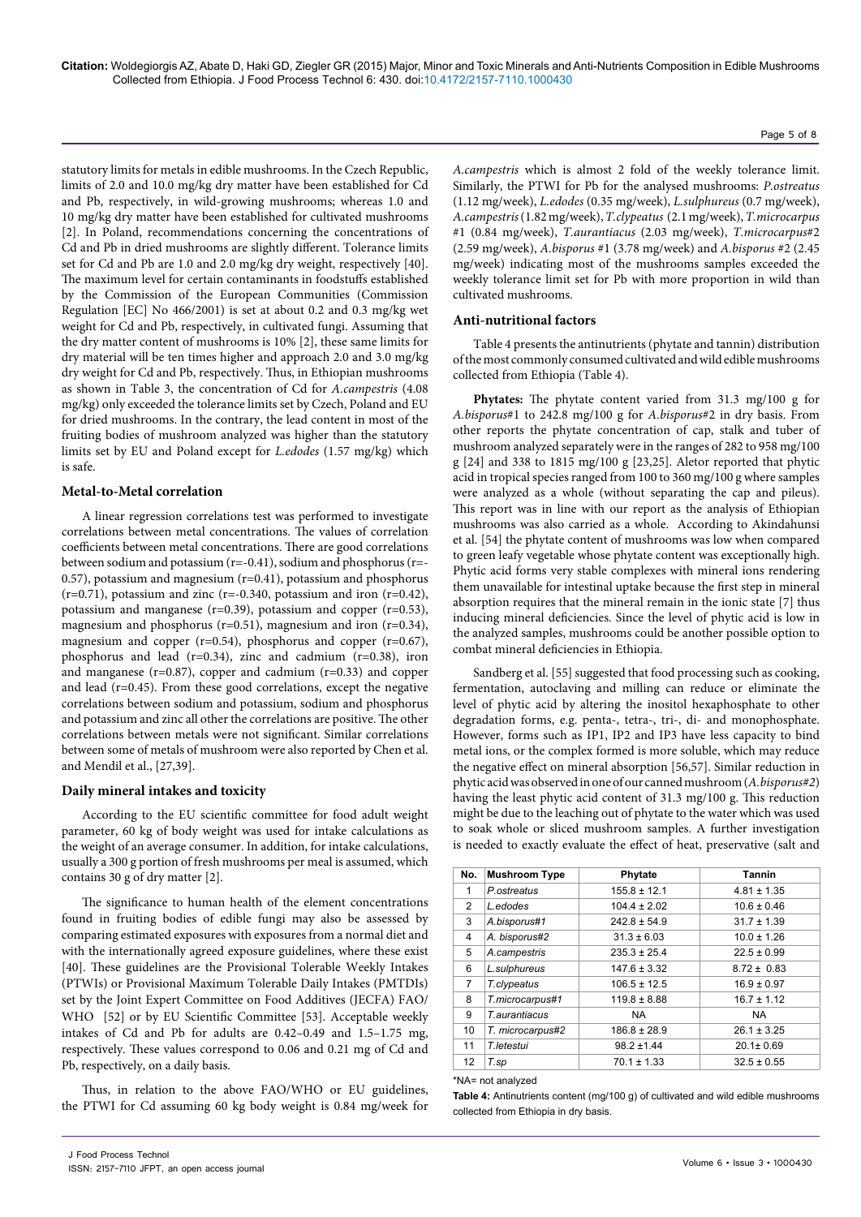statutory limits for metals in edible mushrooms. In the Czech Republic, limits of 2.0 and 10.0 mg/kg dry matter have been established for Cd and Pb, respectively, in wild-growing mushrooms; whereas 1.0 and 10 mg/kg dry matter have been established for cultivated mushrooms [2]. In Poland, recommendations concerning the concentrations of Cd and Pb in dried mushrooms are slightly different. Tolerance limits set for Cd and Pb are 1.0 and 2.0 mg/kg dry weight, respectively [40]. The maximum level for certain contaminants in foodstuffs established by the Commission of the European Communities (Commission Regulation [EC] No 466/2001) is set at about 0.2 and 0.3 mg/kg wet weight for Cd and Pb, respectively, in cultivated fungi. Assuming that the dry matter content of mushrooms is 10% [2], these same limits for dry material will be ten times higher and approach 2.0 and 3.0 mg/kg dry weight for Cd and Pb, respectively. Thus, in Ethiopian mushrooms as shown in Table 3, the concentration of Cd for *A.campestris* (4.08 mg/kg) only exceeded the tolerance limits set by Czech, Poland and EU for dried mushrooms. In the contrary, the lead content in most of the fruiting bodies of mushroom analyzed was higher than the statutory limits set by EU and Poland except for *L.edodes* (1.57 mg/kg) which is safe.

### Metal-to-Metal correlation

A linear regression correlations test was performed to investigate correlations between metal concentrations. The values of correlation coefficients between metal concentrations. There are good correlations between sodium and potassium (r=-0.41), sodium and phosphorus (r=-0.57), potassium and magnesium (r=0.41), potassium and phosphorus (r=0.71), potassium and zinc (r=-0.340, potassium and iron (r=0.42), potassium and manganese (r=0.39), potassium and copper (r=0.53), magnesium and phosphorus (r=0.51), magnesium and iron (r=0.34), magnesium and copper (r=0.54), phosphorus and copper (r=0.67), phosphorus and lead (r=0.34), zinc and cadmium (r=0.38), iron and manganese (r=0.87), copper and cadmium (r=0.33) and copper and lead (r=0.45). From these good correlations, except the negative correlations between sodium and potassium, sodium and phosphorus and potassium and zinc all other the correlations are positive. The other correlations between metals were not significant. Similar correlations between some of metals of mushroom were also reported by Chen et al. and Mendil et al., [27,39].

### Daily mineral intakes and toxicity

According to the EU scientific committee for food adult weight parameter, 60 kg of body weight was used for intake calculations as the weight of an average consumer. In addition, for intake calculations, usually a 300 g portion of fresh mushrooms per meal is assumed, which contains 30 g of dry matter [2].

The significance to human health of the element concentrations found in fruiting bodies of edible fungi may also be assessed by comparing estimated exposures with exposures from a normal diet and with the internationally agreed exposure guidelines, where these exist [40]. These guidelines are the Provisional Tolerable Weekly Intakes (PTWIs) or Provisional Maximum Tolerable Daily Intakes (PMTDIs) set by the Joint Expert Committee on Food Additives (JECFA) FAO/WHO [52] or by EU Scientific Committee [53]. Acceptable weekly intakes of Cd and Pb for adults are 0.42–0.49 and 1.5–1.75 mg, respectively. These values correspond to 0.06 and 0.21 mg of Cd and Pb, respectively, on a daily basis.

Thus, in relation to the above FAO/WHO or EU guidelines, the PTWI for Cd assuming 60 kg body weight is 0.84 mg/week for *A.campestris* which is almost 2 fold of the weekly tolerance limit. Similarly, the PTWI for Pb for the analysed mushrooms: *P.ostreatus* (1.12 mg/week), *L.edodes* (0.35 mg/week), *L.sulphureus* (0.7 mg/week), *A.campestris* (1.82 mg/week), *T.clypeatus* (2.1 mg/week), *T.microcarpus* #1 (0.84 mg/week), *T.aurantiacus* (2.03 mg/week), *T.microcarpus*#2 (2.59 mg/week), *A.bisporus* #1 (3.78 mg/week) and *A.bisporus* #2 (2.45 mg/week) indicating most of the mushrooms samples exceeded the weekly tolerance limit set for Pb with more proportion in wild than cultivated mushrooms.

### Anti-nutritional factors

Table 4 presents the antinutrients (phytate and tannin) distribution of the most commonly consumed cultivated and wild edible mushrooms collected from Ethiopia (Table 4).

**Phytates:** The phytate content varied from 31.3 mg/100 g for *A.bisporus*#1 to 242.8 mg/100 g for *A.bisporus*#2 in dry basis. From other reports the phytate concentration of cap, stalk and tuber of mushroom analyzed separately were in the ranges of 282 to 958 mg/100 g [24] and 338 to 1815 mg/100 g [23,25]. Aletor reported that phytic acid in tropical species ranged from 100 to 360 mg/100 g where samples were analyzed as a whole (without separating the cap and pileus). This report was in line with our report as the analysis of Ethiopian mushrooms was also carried as a whole. According to Akindahunsi et al. [54] the phytate content of mushrooms was low when compared to green leafy vegetable whose phytate content was exceptionally high. Phytic acid forms very stable complexes with mineral ions rendering them unavailable for intestinal uptake because the first step in mineral absorption requires that the mineral remain in the ionic state [7] thus inducing mineral deficiencies. Since the level of phytic acid is low in the analyzed samples, mushrooms could be another possible option to combat mineral deficiencies in Ethiopia.

Sandberg et al. [55] suggested that food processing such as cooking, fermentation, autoclaving and milling can reduce or eliminate the level of phytic acid by altering the inositol hexaphosphate to other degradation forms, e.g. penta-, tetra-, tri-, di- and monophosphate. However, forms such as IP1, IP2 and IP3 have less capacity to bind metal ions, or the complex formed is more soluble, which may reduce the negative effect on mineral absorption [56,57]. Similar reduction in phytic acid was observed in one of our canned mushroom (*A.bisporus#2*) having the least phytic acid content of 31.3 mg/100 g. This reduction might be due to the leaching out of phytate to the water which was used to soak whole or sliced mushroom samples. A further investigation is needed to exactly evaluate the effect of heat, preservative (salt and

| No. | Mushroom Type | Phytate | Tannin |
|---|---|---|---|
| 1 | *P.ostreatus* | 155.8 ± 12.1 | 4.81 ± 1.35 |
| 2 | *L.edodes* | 104.4 ± 2.02 | 10.6 ± 0.46 |
| 3 | *A.bisporus#1* | 242.8 ± 54.9 | 31.7 ± 1.39 |
| 4 | *A. bisporus#2* | 31.3 ± 6.03 | 10.0 ± 1.26 |
| 5 | *A.campestris* | 235.3 ± 25.4 | 22.5 ± 0.99 |
| 6 | *L.sulphureus* | 147.6 ± 3.32 | 8.72 ± 0.83 |
| 7 | *T.clypeatus* | 106.5 ± 12.5 | 16.9 ± 0.97 |
| 8 | *T.microcarpus#1* | 119.8 ± 8.88 | 16.7 ± 1.12 |
| 9 | *T.aurantiacus* | NA | NA |
| 10 | *T. microcarpus#2* | 186.8 ± 28.9 | 26.1 ± 3.25 |
| 11 | *T.letestui* | 98.2 ±1.44 | 20.1± 0.69 |
| 12 | *T.sp* | 70.1 ± 1.33 | 32.5 ± 0.55 |

*NA= not analyzed

**Table 4:** Antinutrients content (mg/100 g) of cultivated and wild edible mushrooms collected from Ethiopia in dry basis.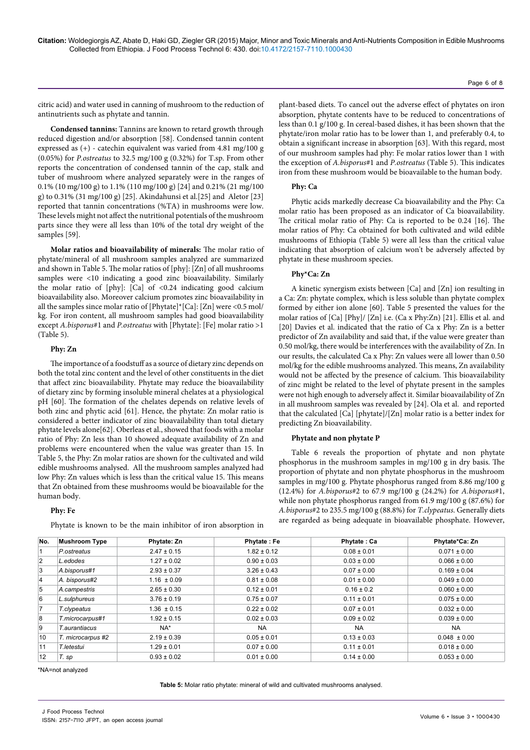citric acid) and water used in canning of mushroom to the reduction of antinutrients such as phytate and tannin.

**Condensed tannins:** Tannins are known to retard growth through reduced digestion and/or absorption [58]. Condensed tannin content expressed as (+) - catechin equivalent was varied from 4.81 mg/100 g (0.05%) for *P.ostreatus* to 32.5 mg/100 g (0.32%) for T.sp. From other reports the concentration of condensed tannin of the cap, stalk and tuber of mushroom where analyzed separately were in the ranges of 0.1% (10 mg/100 g) to 1.1% (110 mg/100 g) [24] and 0.21% (21 mg/100 g) to 0.31% (31 mg/100 g) [25]. Akindahunsi et al.[25] and Aletor [23] reported that tannin concentrations (%TA) in mushrooms were low. These levels might not affect the nutritional potentials of the mushroom parts since they were all less than 10% of the total dry weight of the samples [59].

**Molar ratios and bioavailability of minerals:** The molar ratio of phytate/mineral of all mushroom samples analyzed are summarized and shown in Table 5. The molar ratios of [phy]: [Zn] of all mushrooms samples were <10 indicating a good zinc bioavailability. Similarly the molar ratio of [phy]: [Ca] of <0.24 indicating good calcium bioavailability also. Moreover calcium promotes zinc bioavailability in all the samples since molar ratio of [Phytate]*[Ca]: [Zn] were <0.5 mol/kg. For iron content, all mushroom samples had good bioavailability except *A.bisporus*#1 and *P.ostreatus* with [Phytate]: [Fe] molar ratio >1 (Table 5).

**Phy: Zn**

The importance of a foodstuff as a source of dietary zinc depends on both the total zinc content and the level of other constituents in the diet that affect zinc bioavailability. Phytate may reduce the bioavailability of dietary zinc by forming insoluble mineral chelates at a physiological pH [60]. The formation of the chelates depends on relative levels of both zinc and phytic acid [61]. Hence, the phytate: Zn molar ratio is considered a better indicator of zinc bioavailability than total dietary phytate levels alone[62]. Oberleas et al., showed that foods with a molar ratio of Phy: Zn less than 10 showed adequate availability of Zn and problems were encountered when the value was greater than 15. In Table 5, the Phy: Zn molar ratios are shown for the cultivated and wild edible mushrooms analysed. All the mushroom samples analyzed had low Phy: Zn values which is less than the critical value 15. This means that Zn obtained from these mushrooms would be bioavailable for the human body.

**Phy: Fe**

Phytate is known to be the main inhibitor of iron absorption in plant-based diets. To cancel out the adverse effect of phytates on iron absorption, phytate contents have to be reduced to concentrations of less than 0.1 g/100 g. In cereal-based dishes, it has been shown that the phytate/iron molar ratio has to be lower than 1, and preferably 0.4, to obtain a significant increase in absorption [63]. With this regard, most of our mushroom samples had phy: Fe molar ratios lower than 1 with the exception of *A.bisporus*#1 and *P.ostreatus* (Table 5). This indicates iron from these mushroom would be bioavailable to the human body.

**Phy: Ca**

Phytic acids markedly decrease Ca bioavailability and the Phy: Ca molar ratio has been proposed as an indicator of Ca bioavailability. The critical molar ratio of Phy: Ca is reported to be 0.24 [16]. The molar ratios of Phy: Ca obtained for both cultivated and wild edible mushrooms of Ethiopia (Table 5) were all less than the critical value indicating that absorption of calcium won't be adversely affected by phytate in these mushroom species.

**Phy*Ca: Zn**

A kinetic synergism exists between [Ca] and [Zn] ion resulting in a Ca: Zn: phytate complex, which is less soluble than phytate complex formed by either ion alone [60]. Table 5 presented the values for the molar ratios of [Ca] [Phy]/ [Zn] i.e. (Ca x Phy:Zn) [21]. Ellis et al. and [20] Davies et al. indicated that the ratio of Ca x Phy: Zn is a better predictor of Zn availability and that, if the value were greater than 0.50 mol/kg, there would be interferences with the availability of Zn. In our results, the calculated Ca x Phy: Zn values were all lower than 0.50 mol/kg for the edible mushrooms analyzed. This means, Zn availability would not be affected by the presence of calcium. This bioavailability of zinc might be related to the level of phytate present in the samples were not high enough to adversely affect it. Similar bioavailability of Zn in all mushroom samples was revealed by [24]. Ola et al. and reported that the calculated [Ca] [phytate]/[Zn] molar ratio is a better index for predicting Zn bioavailability.

**Phytate and non phytate P**

Table 6 reveals the proportion of phytate and non phytate phosphorus in the mushroom samples in mg/100 g in dry basis. The proportion of phytate and non phytate phosphorus in the mushroom samples in mg/100 g. Phytate phosphorus ranged from 8.86 mg/100 g (12.4%) for *A.bisporus*#2 to 67.9 mg/100 g (24.2%) for *A.bisporus*#1, while non phytate phosphorus ranged from 61.9 mg/100 g (87.6%) for *A.bisporus*#2 to 235.5 mg/100 g (88.8%) for *T.clypeatus*. Generally diets are regarded as being adequate in bioavailable phosphate. However,

| No. | Mushroom Type | Phytate: Zn | Phytate : Fe | Phytate : Ca | Phytate*Ca: Zn |
|---|---|---|---|---|---|
| 1 | *P.ostreatus* | 2.47 ± 0.15 | 1.82 ± 0.12 | 0.08 ± 0.01 | 0.071 ± 0.00 |
| 2 | *L.edodes* | 1.27 ± 0.02 | 0.90 ± 0.03 | 0.03 ± 0.00 | 0.066 ± 0.00 |
| 3 | *A.bisporus#1* | 2.93 ± 0.37 | 3.26 ± 0.43 | 0.07 ± 0.00 | 0.169 ± 0.04 |
| 4 | *A. bisporus#2* | 1.16 ± 0.09 | 0.81 ± 0.08 | 0.01 ± 0.00 | 0.049 ± 0.00 |
| 5 | *A.campestris* | 2.65 ± 0.30 | 0.12 ± 0.01 | 0.16 ± 0.2 | 0.060 ± 0.00 |
| 6 | *L.sulphureus* | 3.76 ± 0.19 | 0.75 ± 0.07 | 0.11 ± 0.01 | 0.075 ± 0.00 |
| 7 | *T.clypeatus* | 1.36 ± 0.15 | 0.22 ± 0.02 | 0.07 ± 0.01 | 0.032 ± 0.00 |
| 8 | *T.microcarpus#1* | 1.92 ± 0.15 | 0.02 ± 0.03 | 0.09 ± 0.02 | 0.039 ± 0.00 |
| 9 | *T.aurantiacus* | NA* | NA | NA | NA |
| 10 | *T. microcarpus #2* | 2.19 ± 0.39 | 0.05 ± 0.01 | 0.13 ± 0.03 | 0.048 ± 0.00 |
| 11 | *T.letestui* | 1.29 ± 0.01 | 0.07 ± 0.00 | 0.11 ± 0.01 | 0.018 ± 0.00 |
| 12 | *T. sp* | 0.93 ± 0.02 | 0.01 ± 0.00 | 0.14 ± 0.00 | 0.053 ± 0.00 |

*NA=not analyzed

**Table 5:** Molar ratio phytate: mineral of wild and cultivated mushrooms analysed.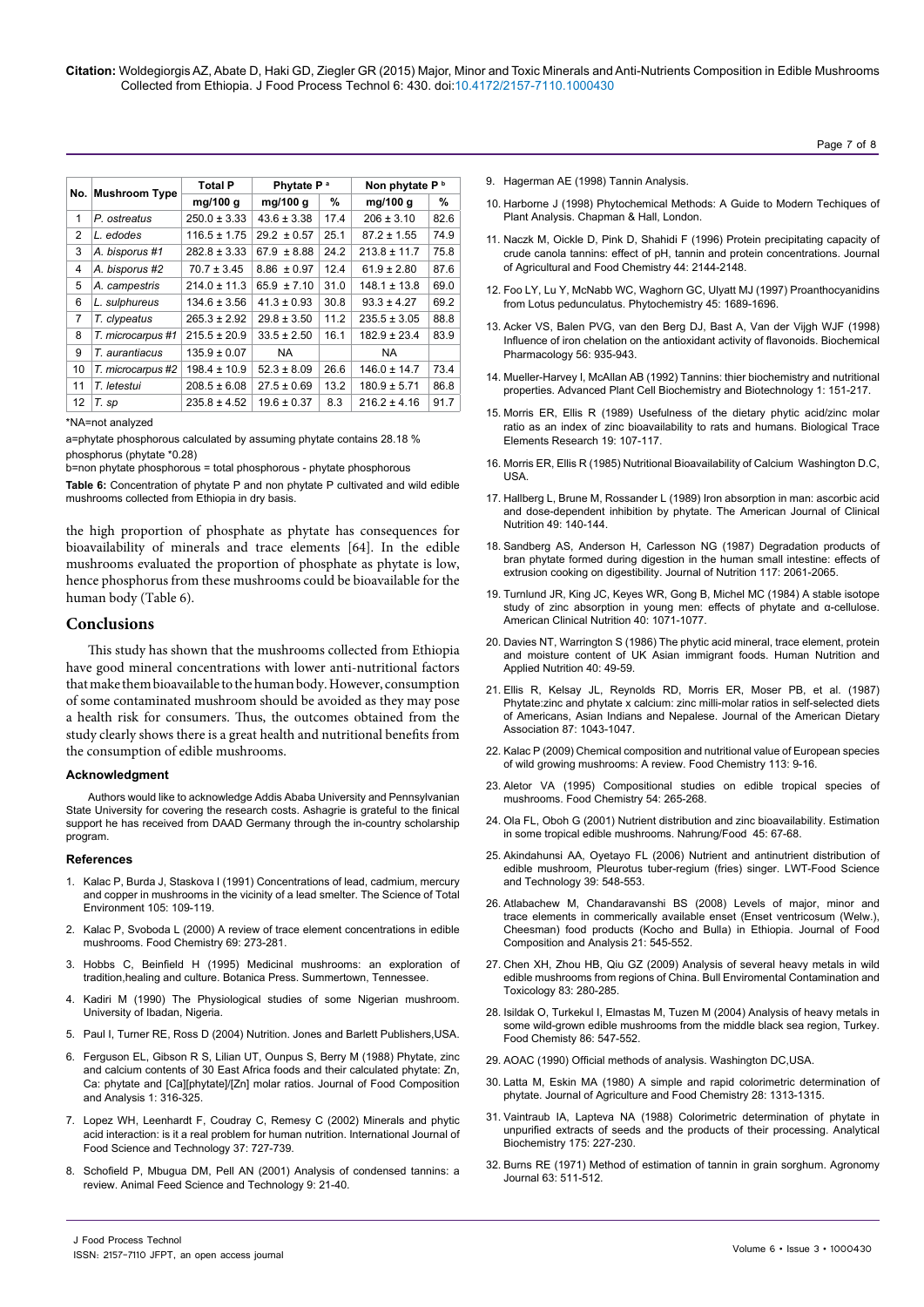| No. | Mushroom Type | Total P | Phytate P [a] | | Non phytate P [b] | |
|---|---|---|---|---|---|---|
| | | mg/100 g | mg/100 g | % | mg/100 g | % |
| 1 | *P. ostreatus* | 250.0 ± 3.33 | 43.6 ± 3.38 | 17.4 | 206 ± 3.10 | 82.6 |
| 2 | *L. edodes* | 116.5 ± 1.75 | 29.2 ± 0.57 | 25.1 | 87.2 ± 1.55 | 74.9 |
| 3 | *A. bisporus #1* | 282.8 ± 3.33 | 67.9 ± 8.88 | 24.2 | 213.8 ± 11.7 | 75.8 |
| 4 | *A. bisporus #2* | 70.7 ± 3.45 | 8.86 ± 0.97 | 12.4 | 61.9 ± 2.80 | 87.6 |
| 5 | *A. campestris* | 214.0 ± 11.3 | 65.9 ± 7.10 | 31.0 | 148.1 ± 13.8 | 69.0 |
| 6 | *L. sulphureus* | 134.6 ± 3.56 | 41.3 ± 0.93 | 30.8 | 93.3 ± 4.27 | 69.2 |
| 7 | *T. clypeatus* | 265.3 ± 2.92 | 29.8 ± 3.50 | 11.2 | 235.5 ± 3.05 | 88.8 |
| 8 | *T. microcarpus #1* | 215.5 ± 20.9 | 33.5 ± 2.50 | 16.1 | 182.9 ± 23.4 | 83.9 |
| 9 | *T. aurantiacus* | 135.9 ± 0.07 | NA | | NA | |
| 10 | *T. microcarpus #2* | 198.4 ± 10.9 | 52.3 ± 8.09 | 26.6 | 146.0 ± 14.7 | 73.4 |
| 11 | *T. letestui* | 208.5 ± 6.08 | 27.5 ± 0.69 | 13.2 | 180.9 ± 5.71 | 86.8 |
| 12 | *T. sp* | 235.8 ± 4.52 | 19.6 ± 0.37 | 8.3 | 216.2 ± 4.16 | 91.7 |

*NA=not analyzed

a=phytate phosphorous calculated by assuming phytate contains 28.18 % phosphorus (phytate *0.28)

b=non phytate phosphorous = total phosphorous - phytate phosphorous

**Table 6:** Concentration of phytate P and non phytate P cultivated and wild edible mushrooms collected from Ethiopia in dry basis.

the high proportion of phosphate as phytate has consequences for bioavailability of minerals and trace elements [64]. In the edible mushrooms evaluated the proportion of phosphate as phytate is low, hence phosphorus from these mushrooms could be bioavailable for the human body (Table 6).

## Conclusions

This study has shown that the mushrooms collected from Ethiopia have good mineral concentrations with lower anti-nutritional factors that make them bioavailable to the human body. However, consumption of some contaminated mushroom should be avoided as they may pose a health risk for consumers. Thus, the outcomes obtained from the study clearly shows there is a great health and nutritional benefits from the consumption of edible mushrooms.

### Acknowledgment

Authors would like to acknowledge Addis Ababa University and Pennsylvanian State University for covering the research costs. Ashagrie is grateful to the finical support he has received from DAAD Germany through the in-country scholarship program.

### References

1. Kalac P, Burda J, Staskova I (1991) Concentrations of lead, cadmium, mercury and copper in mushrooms in the vicinity of a lead smelter. The Science of Total Environment 105: 109-119.
2. Kalac P, Svoboda L (2000) A review of trace element concentrations in edible mushrooms. Food Chemistry 69: 273-281.
3. Hobbs C, Beinfield H (1995) Medicinal mushrooms: an exploration of tradition,healing and culture. Botanica Press. Summertown, Tennessee.
4. Kadiri M (1990) The Physiological studies of some Nigerian mushroom. University of Ibadan, Nigeria.
5. Paul I, Turner RE, Ross D (2004) Nutrition. Jones and Barlett Publishers,USA.
6. Ferguson EL, Gibson R S, Lilian UT, Ounpus S, Berry M (1988) Phytate, zinc and calcium contents of 30 East Africa foods and their calculated phytate: Zn, Ca: phytate and [Ca][phytate]/[Zn] molar ratios. Journal of Food Composition and Analysis 1: 316-325.
7. Lopez WH, Leenhardt F, Coudray C, Remesy C (2002) Minerals and phytic acid interaction: is it a real problem for human nutrition. International Journal of Food Science and Technology 37: 727-739.
8. Schofield P, Mbugua DM, Pell AN (2001) Analysis of condensed tannins: a review. Animal Feed Science and Technology 9: 21-40.
9. Hagerman AE (1998) Tannin Analysis.
10. Harborne J (1998) Phytochemical Methods: A Guide to Modern Techiques of Plant Analysis. Chapman & Hall, London.
11. Naczk M, Oickle D, Pink D, Shahidi F (1996) Protein precipitating capacity of crude canola tannins: effect of pH, tannin and protein concentrations. Journal of Agricultural and Food Chemistry 44: 2144-2148.
12. Foo LY, Lu Y, McNabb WC, Waghorn GC, Ulyatt MJ (1997) Proanthocyanidins from Lotus pedunculatus. Phytochemistry 45: 1689-1696.
13. Acker VS, Balen PVG, van den Berg DJ, Bast A, Van der Vijgh WJF (1998) Influence of iron chelation on the antioxidant activity of flavonoids. Biochemical Pharmacology 56: 935-943.
14. Mueller-Harvey I, McAllan AB (1992) Tannins: thier biochemistry and nutritional properties. Advanced Plant Cell Biochemistry and Biotechnology 1: 151-217.
15. Morris ER, Ellis R (1989) Usefulness of the dietary phytic acid/zinc molar ratio as an index of zinc bioavailability to rats and humans. Biological Trace Elements Research 19: 107-117.
16. Morris ER, Ellis R (1985) Nutritional Bioavailability of Calcium Washington D.C, USA.
17. Hallberg L, Brune M, Rossander L (1989) Iron absorption in man: ascorbic acid and dose-dependent inhibition by phytate. The American Journal of Clinical Nutrition 49: 140-144.
18. Sandberg AS, Anderson H, Carlesson NG (1987) Degradation products of bran phytate formed during digestion in the human small intestine: effects of extrusion cooking on digestibility. Journal of Nutrition 117: 2061-2065.
19. Turnlund JR, King JC, Keyes WR, Gong B, Michel MC (1984) A stable isotope study of zinc absorption in young men: effects of phytate and α-cellulose. American Clinical Nutrition 40: 1071-1077.
20. Davies NT, Warrington S (1986) The phytic acid mineral, trace element, protein and moisture content of UK Asian immigrant foods. Human Nutrition and Applied Nutrition 40: 49-59.
21. Ellis R, Kelsay JL, Reynolds RD, Morris ER, Moser PB, et al. (1987) Phytate:zinc and phytate x calcium: zinc milli-molar ratios in self-selected diets of Americans, Asian Indians and Nepalese. Journal of the American Dietary Association 87: 1043-1047.
22. Kalac P (2009) Chemical composition and nutritional value of European species of wild growing mushrooms: A review. Food Chemistry 113: 9-16.
23. Aletor VA (1995) Compositional studies on edible tropical species of mushrooms. Food Chemistry 54: 265-268.
24. Ola FL, Oboh G (2001) Nutrient distribution and zinc bioavailability. Estimation in some tropical edible mushrooms. Nahrung/Food 45: 67-68.
25. Akindahunsi AA, Oyetayo FL (2006) Nutrient and antinutrient distribution of edible mushroom, Pleurotus tuber-regium (fries) singer. LWT-Food Science and Technology 39: 548-553.
26. Atlabachew M, Chandaravanshi BS (2008) Levels of major, minor and trace elements in commercially available enset (Enset ventricosum (Welw.), Cheesman) food products (Kocho and Bulla) in Ethiopia. Journal of Food Composition and Analysis 21: 545-552.
27. Chen XH, Zhou HB, Qiu GZ (2009) Analysis of several heavy metals in wild edible mushrooms from regions of China. Bull Enviromental Contamination and Toxicology 83: 280-285.
28. Isildak O, Turkekul I, Elmastas M, Tuzen M (2004) Analysis of heavy metals in some wild-grown edible mushrooms from the middle black sea region, Turkey. Food Chemisty 86: 547-552.
29. AOAC (1990) Official methods of analysis. Washington DC,USA.
30. Latta M, Eskin MA (1980) A simple and rapid colorimetric determination of phytate. Journal of Agriculture and Food Chemistry 28: 1313-1315.
31. Vaintraub IA, Lapteva NA (1988) Colorimetric determination of phytate in unpurified extracts of seeds and the products of their processing. Analytical Biochemistry 175: 227-230.
32. Burns RE (1971) Method of estimation of tannin in grain sorghum. Agronomy Journal 63: 511-512.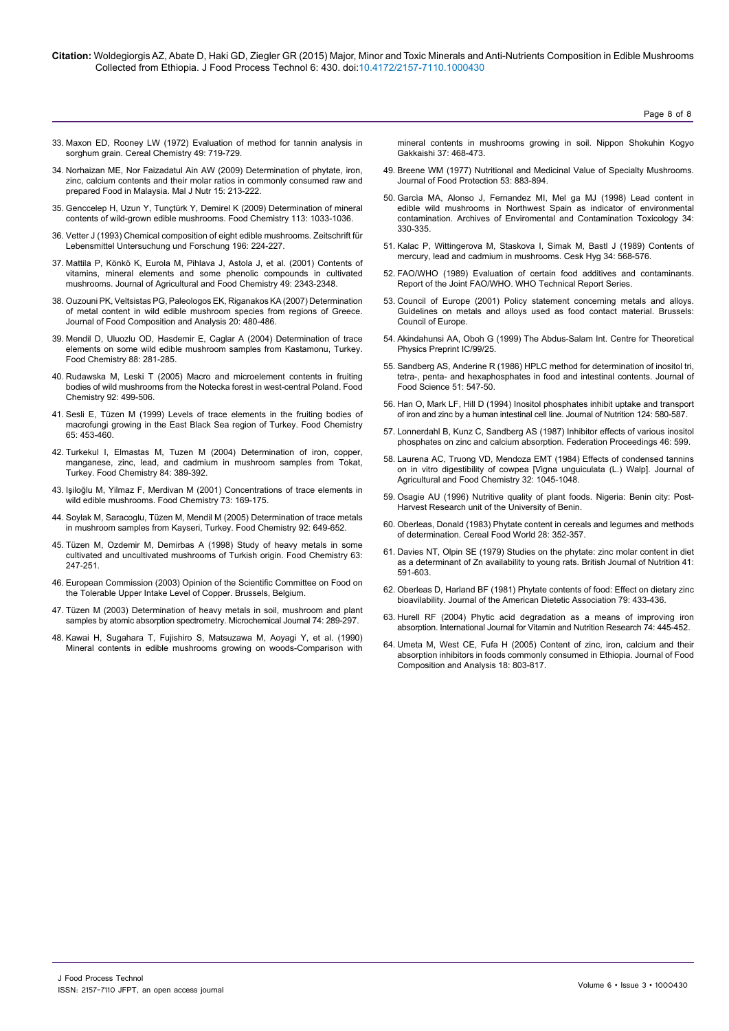33. Maxon ED, Rooney LW (1972) Evaluation of method for tannin analysis in sorghum grain. Cereal Chemistry 49: 719-729.

34. Norhaizan ME, Nor Faizadatul Ain AW (2009) Determination of phytate, iron, zinc, calcium contents and their molar ratios in commonly consumed raw and prepared Food in Malaysia. Mal J Nutr 15: 213-222.

35. Genccelep H, Uzun Y, Tunçtürk Y, Demirel K (2009) Determination of mineral contents of wild-grown edible mushrooms. Food Chemistry 113: 1033-1036.

36. Vetter J (1993) Chemical composition of eight edible mushrooms. Zeitschrift für Lebensmittel Untersuchung und Forschung 196: 224-227.

37. Mattila P, Könkö K, Eurola M, Pihlava J, Astola J, et al. (2001) Contents of vitamins, mineral elements and some phenolic compounds in cultivated mushrooms. Journal of Agricultural and Food Chemistry 49: 2343-2348.

38. Ouzouni PK, Veltsistas PG, Paleologos EK, Riganakos KA (2007) Determination of metal content in wild edible mushroom species from regions of Greece. Journal of Food Composition and Analysis 20: 480-486.

39. Mendil D, Uluozlu OD, Hasdemir E, Caglar A (2004) Determination of trace elements on some wild edible mushroom samples from Kastamonu, Turkey. Food Chemistry 88: 281-285.

40. Rudawska M, Leski T (2005) Macro and microelement contents in fruiting bodies of wild mushrooms from the Notecka forest in west-central Poland. Food Chemistry 92: 499-506.

41. Sesli E, Tüzen M (1999) Levels of trace elements in the fruiting bodies of macrofungi growing in the East Black Sea region of Turkey. Food Chemistry 65: 453-460.

42. Turkekul I, Elmastas M, Tuzen M (2004) Determination of iron, copper, manganese, zinc, lead, and cadmium in mushroom samples from Tokat, Turkey. Food Chemistry 84: 389-392.

43. Işiloğlu M, Yilmaz F, Merdivan M (2001) Concentrations of trace elements in wild edible mushrooms. Food Chemistry 73: 169-175.

44. Soylak M, Saracoglu S, Tüzen M, Mendil M (2005) Determination of trace metals in mushroom samples from Kayseri, Turkey. Food Chemistry 92: 649-652.

45. Tüzen M, Ozdemir M, Demirbas A (1998) Study of heavy metals in some cultivated and uncultivated mushrooms of Turkish origin. Food Chemistry 63: 247-251.

46. European Commission (2003) Opinion of the Scientific Committee on Food on the Tolerable Upper Intake Level of Copper. Brussels, Belgium.

47. Tüzen M (2003) Determination of heavy metals in soil, mushroom and plant samples by atomic absorption spectrometry. Microchemical Journal 74: 289-297.

48. Kawai H, Sugahara T, Fujishiro S, Matsuzawa M, Aoyagi Y, et al. (1990) Mineral contents in edible mushrooms growing on woods-Comparison with mineral contents in mushrooms growing in soil. Nippon Shokuhin Kogyo Gakkaishi 37: 468-473.

49. Breene WM (1977) Nutritional and Medicinal Value of Specialty Mushrooms. Journal of Food Protection 53: 883-894.

50. Garcìa MA, Alonso J, Fernandez MI, Mel ga MJ (1998) Lead content in edible wild mushrooms in Northwest Spain as indicator of environmental contamination. Archives of Enviromental and Contamination Toxicology 34: 330-335.

51. Kalac P, Wittingerova M, Staskova I, Simak M, Bastl J (1989) Contents of mercury, lead and cadmium in mushrooms. Cesk Hyg 34: 568-576.

52. FAO/WHO (1989) Evaluation of certain food additives and contaminants. Report of the Joint FAO/WHO. WHO Technical Report Series.

53. Council of Europe (2001) Policy statement concerning metals and alloys. Guidelines on metals and alloys used as food contact material. Brussels: Council of Europe.

54. Akindahunsi AA, Oboh G (1999) The Abdus-Salam Int. Centre for Theoretical Physics Preprint IC/99/25.

55. Sandberg AS, Anderine R (1986) HPLC method for determination of inositol tri, tetra-, penta- and hexaphosphates in food and intestinal contents. Journal of Food Science 51: 547-50.

56. Han O, Mark LF, Hill D (1994) Inositol phosphates inhibit uptake and transport of iron and zinc by a human intestinal cell line. Journal of Nutrition 124: 580-587.

57. Lonnerdahl B, Kunz C, Sandberg AS (1987) Inhibitor effects of various inositol phosphates on zinc and calcium absorption. Federation Proceedings 46: 599.

58. Laurena AC, Truong VD, Mendoza EMT (1984) Effects of condensed tannins on in vitro digestibility of cowpea [Vigna unguiculata (L.) Walp]. Journal of Agricultural and Food Chemistry 32: 1045-1048.

59. Osagie AU (1996) Nutritive quality of plant foods. Nigeria: Benin city: Post-Harvest Research unit of the University of Benin.

60. Oberleas, Donald (1983) Phytate content in cereals and legumes and methods of determination. Cereal Food World 28: 352-357.

61. Davies NT, Olpin SE (1979) Studies on the phytate: zinc molar content in diet as a determinant of Zn availability to young rats. British Journal of Nutrition 41: 591-603.

62. Oberleas D, Harland BF (1981) Phytate contents of food: Effect on dietary zinc bioavailability. Journal of the American Dietetic Association 79: 433-436.

63. Hurell RF (2004) Phytic acid degradation as a means of improving iron absorption. International Journal for Vitamin and Nutrition Research 74: 445-452.

64. Umeta M, West CE, Fufa H (2005) Content of zinc, iron, calcium and their absorption inhibitors in foods commonly consumed in Ethiopia. Journal of Food Composition and Analysis 18: 803-817.